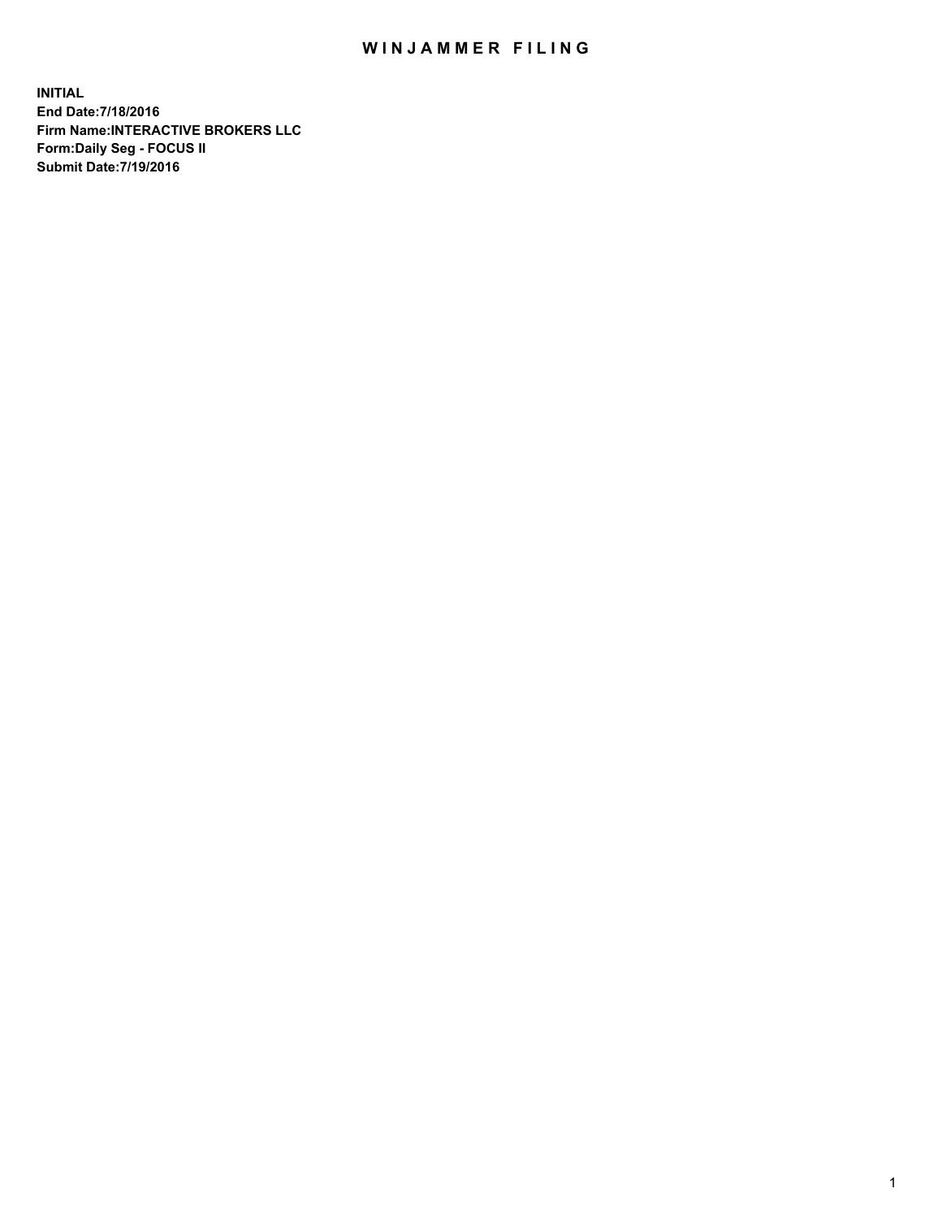# WINJAMMER FILING

**INITIAL**
**End Date:7/18/2016**
**Firm Name:INTERACTIVE BROKERS LLC**
**Form:Daily Seg - FOCUS II**
**Submit Date:7/19/2016**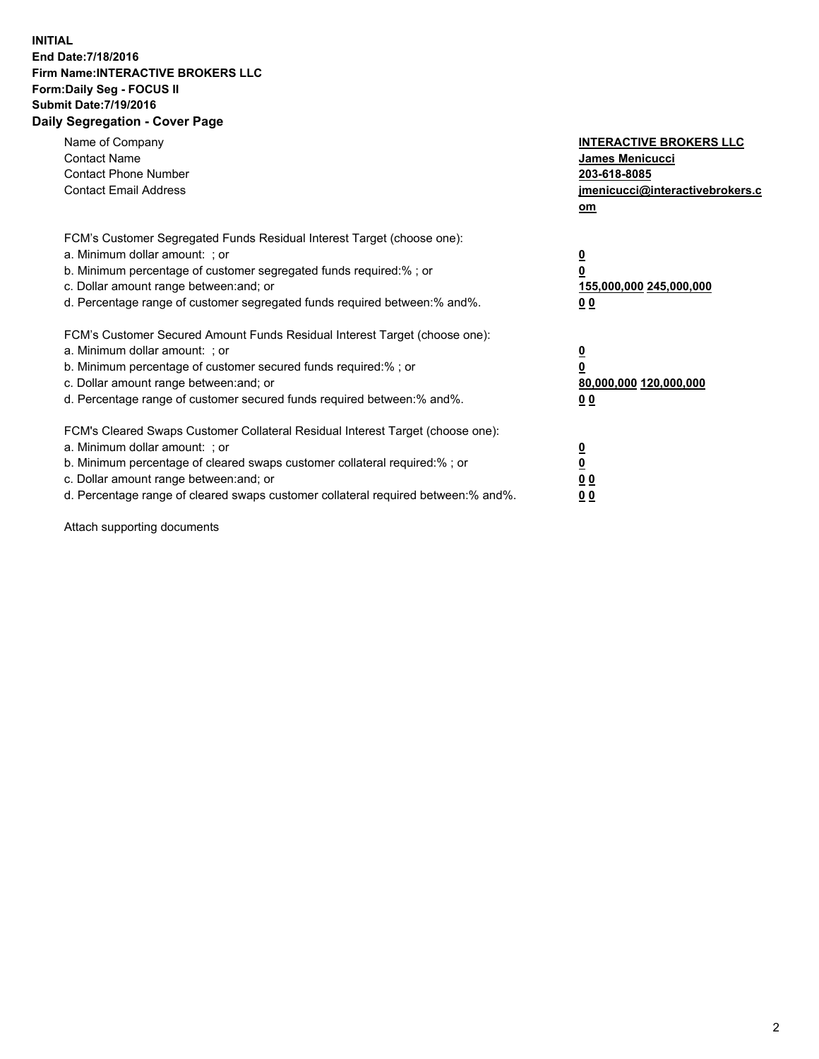**INITIAL**
**End Date:7/18/2016**
**Firm Name:INTERACTIVE BROKERS LLC**
**Form:Daily Seg - FOCUS II**
**Submit Date:7/19/2016**
**Daily Segregation - Cover Page**

| | |
|---|---|
| Name of Company | **INTERACTIVE BROKERS LLC** |
| Contact Name | **James Menicucci** |
| Contact Phone Number | **203-618-8085** |
| Contact Email Address | **jmenicucci@interactivebrokers.com** |

FCM's Customer Segregated Funds Residual Interest Target (choose one):

| | |
|---|---|
| a. Minimum dollar amount: ; or | **0** |
| b. Minimum percentage of customer segregated funds required:% ; or | **0** |
| c. Dollar amount range between:and; or | **155,000,000 245,000,000** |
| d. Percentage range of customer segregated funds required between:% and%. | **0 0** |

FCM's Customer Secured Amount Funds Residual Interest Target (choose one):

| | |
|---|---|
| a. Minimum dollar amount: ; or | **0** |
| b. Minimum percentage of customer secured funds required:% ; or | **0** |
| c. Dollar amount range between:and; or | **80,000,000 120,000,000** |
| d. Percentage range of customer secured funds required between:% and%. | **0 0** |

FCM's Cleared Swaps Customer Collateral Residual Interest Target (choose one):

| | |
|---|---|
| a. Minimum dollar amount: ; or | **0** |
| b. Minimum percentage of cleared swaps customer collateral required:% ; or | **0** |
| c. Dollar amount range between:and; or | **0 0** |
| d. Percentage range of cleared swaps customer collateral required between:% and%. | **0 0** |

Attach supporting documents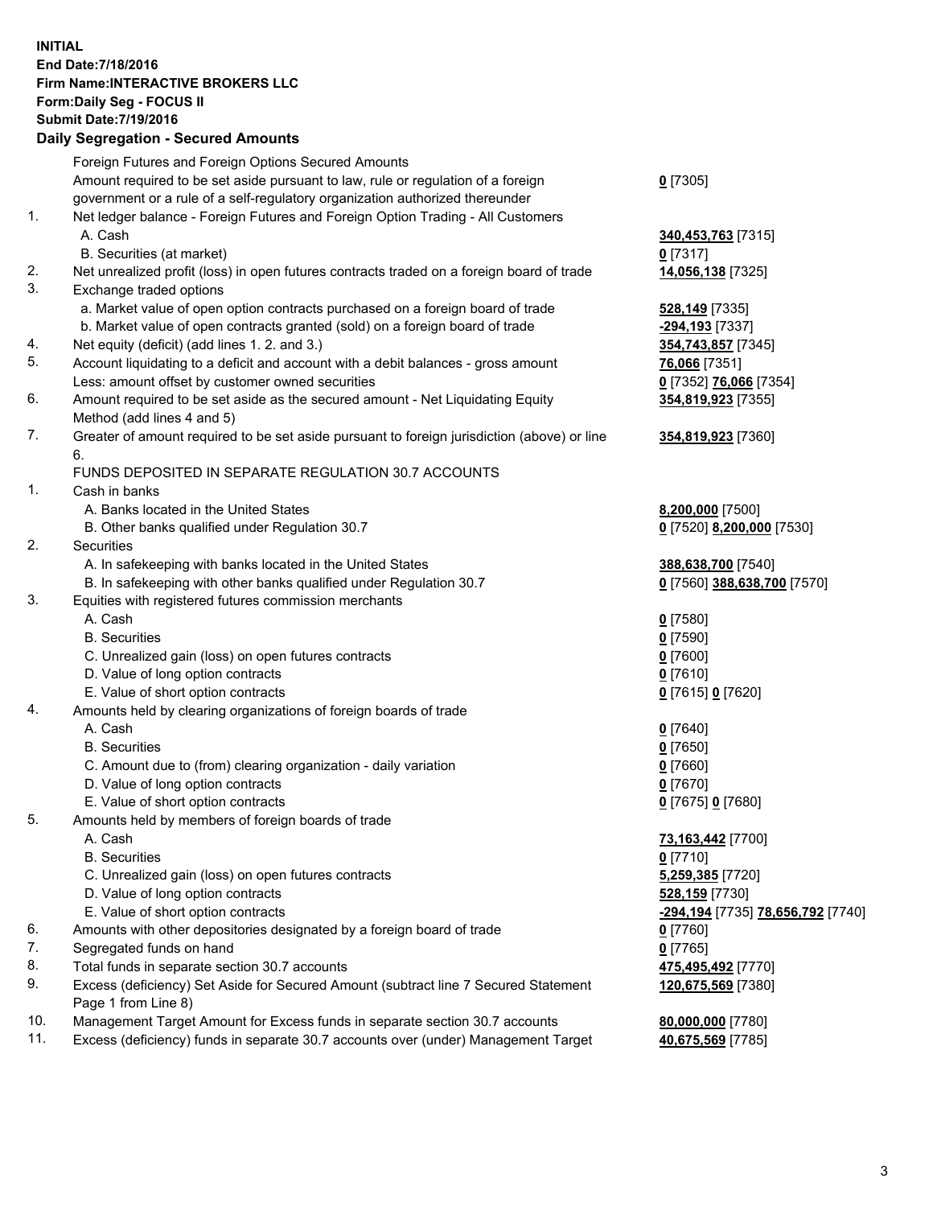**INITIAL**
**End Date:7/18/2016**
**Firm Name:INTERACTIVE BROKERS LLC**
**Form:Daily Seg - FOCUS II**
**Submit Date:7/19/2016**

## Daily Segregation - Secured Amounts

| | | |
|---|---|---|
| | Foreign Futures and Foreign Options Secured Amounts | |
| | Amount required to be set aside pursuant to law, rule or regulation of a foreign government or a rule of a self-regulatory organization authorized thereunder | **0** [7305] |
| 1. | Net ledger balance - Foreign Futures and Foreign Option Trading - All Customers | |
| | A. Cash | **340,453,763** [7315] |
| | B. Securities (at market) | **0** [7317] |
| 2. | Net unrealized profit (loss) in open futures contracts traded on a foreign board of trade | **14,056,138** [7325] |
| 3. | Exchange traded options | |
| | a. Market value of open option contracts purchased on a foreign board of trade | **528,149** [7335] |
| | b. Market value of open contracts granted (sold) on a foreign board of trade | **-294,193** [7337] |
| 4. | Net equity (deficit) (add lines 1. 2. and 3.) | **354,743,857** [7345] |
| 5. | Account liquidating to a deficit and account with a debit balances - gross amount | **76,066** [7351] |
| | Less: amount offset by customer owned securities | **0** [7352] **76,066** [7354] |
| 6. | Amount required to be set aside as the secured amount - Net Liquidating Equity Method (add lines 4 and 5) | **354,819,923** [7355] |
| 7. | Greater of amount required to be set aside pursuant to foreign jurisdiction (above) or line 6. | **354,819,923** [7360] |
| | FUNDS DEPOSITED IN SEPARATE REGULATION 30.7 ACCOUNTS | |
| 1. | Cash in banks | |
| | A. Banks located in the United States | **8,200,000** [7500] |
| | B. Other banks qualified under Regulation 30.7 | **0** [7520] **8,200,000** [7530] |
| 2. | Securities | |
| | A. In safekeeping with banks located in the United States | **388,638,700** [7540] |
| | B. In safekeeping with other banks qualified under Regulation 30.7 | **0** [7560] **388,638,700** [7570] |
| 3. | Equities with registered futures commission merchants | |
| | A. Cash | **0** [7580] |
| | B. Securities | **0** [7590] |
| | C. Unrealized gain (loss) on open futures contracts | **0** [7600] |
| | D. Value of long option contracts | **0** [7610] |
| | E. Value of short option contracts | **0** [7615] **0** [7620] |
| 4. | Amounts held by clearing organizations of foreign boards of trade | |
| | A. Cash | **0** [7640] |
| | B. Securities | **0** [7650] |
| | C. Amount due to (from) clearing organization - daily variation | **0** [7660] |
| | D. Value of long option contracts | **0** [7670] |
| | E. Value of short option contracts | **0** [7675] **0** [7680] |
| 5. | Amounts held by members of foreign boards of trade | |
| | A. Cash | **73,163,442** [7700] |
| | B. Securities | **0** [7710] |
| | C. Unrealized gain (loss) on open futures contracts | **5,259,385** [7720] |
| | D. Value of long option contracts | **528,159** [7730] |
| | E. Value of short option contracts | **-294,194** [7735] **78,656,792** [7740] |
| 6. | Amounts with other depositories designated by a foreign board of trade | **0** [7760] |
| 7. | Segregated funds on hand | **0** [7765] |
| 8. | Total funds in separate section 30.7 accounts | **475,495,492** [7770] |
| 9. | Excess (deficiency) Set Aside for Secured Amount (subtract line 7 Secured Statement Page 1 from Line 8) | **120,675,569** [7380] |
| 10. | Management Target Amount for Excess funds in separate section 30.7 accounts | **80,000,000** [7780] |
| 11. | Excess (deficiency) funds in separate 30.7 accounts over (under) Management Target | **40,675,569** [7785] |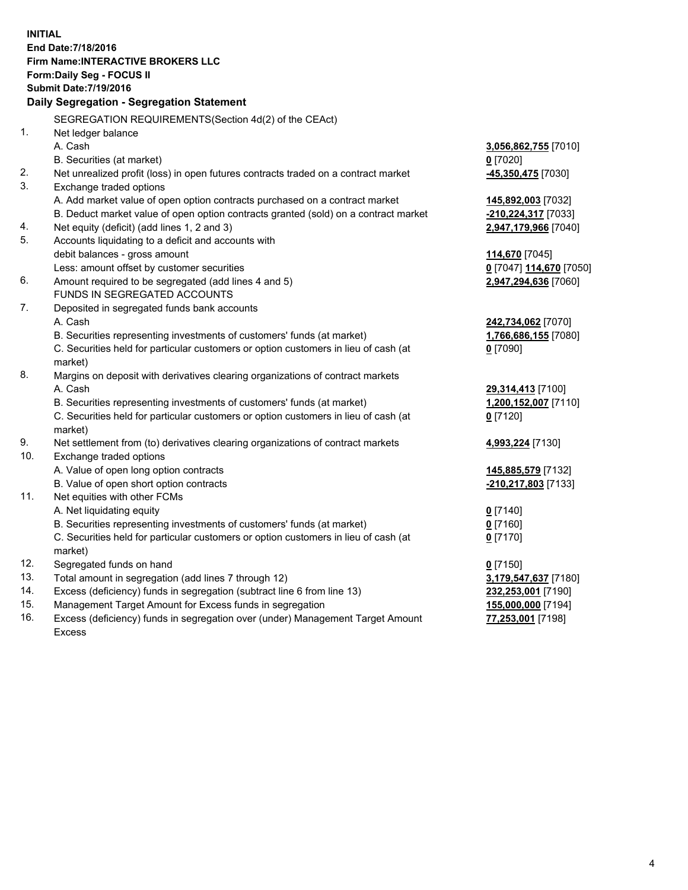**INITIAL**
**End Date:7/18/2016**
**Firm Name:INTERACTIVE BROKERS LLC**
**Form:Daily Seg - FOCUS II**
**Submit Date:7/19/2016**

**Daily Segregation - Segregation Statement**

| | | |
|---|---|---|
| | SEGREGATION REQUIREMENTS(Section 4d(2) of the CEAct) | |
| 1. | Net ledger balance | |
| | A. Cash | **3,056,862,755** [7010] |
| | B. Securities (at market) | **0** [7020] |
| 2. | Net unrealized profit (loss) in open futures contracts traded on a contract market | **-45,350,475** [7030] |
| 3. | Exchange traded options | |
| | A. Add market value of open option contracts purchased on a contract market | **145,892,003** [7032] |
| | B. Deduct market value of open option contracts granted (sold) on a contract market | **-210,224,317** [7033] |
| 4. | Net equity (deficit) (add lines 1, 2 and 3) | **2,947,179,966** [7040] |
| 5. | Accounts liquidating to a deficit and accounts with debit balances - gross amount | **114,670** [7045] |
| | Less: amount offset by customer securities | **0** [7047] **114,670** [7050] |
| 6. | Amount required to be segregated (add lines 4 and 5) | **2,947,294,636** [7060] |
| | FUNDS IN SEGREGATED ACCOUNTS | |
| 7. | Deposited in segregated funds bank accounts | |
| | A. Cash | **242,734,062** [7070] |
| | B. Securities representing investments of customers' funds (at market) | **1,766,686,155** [7080] |
| | C. Securities held for particular customers or option customers in lieu of cash (at market) | **0** [7090] |
| 8. | Margins on deposit with derivatives clearing organizations of contract markets | |
| | A. Cash | **29,314,413** [7100] |
| | B. Securities representing investments of customers' funds (at market) | **1,200,152,007** [7110] |
| | C. Securities held for particular customers or option customers in lieu of cash (at market) | **0** [7120] |
| 9. | Net settlement from (to) derivatives clearing organizations of contract markets | **4,993,224** [7130] |
| 10. | Exchange traded options | |
| | A. Value of open long option contracts | **145,885,579** [7132] |
| | B. Value of open short option contracts | **-210,217,803** [7133] |
| 11. | Net equities with other FCMs | |
| | A. Net liquidating equity | **0** [7140] |
| | B. Securities representing investments of customers' funds (at market) | **0** [7160] |
| | C. Securities held for particular customers or option customers in lieu of cash (at market) | **0** [7170] |
| 12. | Segregated funds on hand | **0** [7150] |
| 13. | Total amount in segregation (add lines 7 through 12) | **3,179,547,637** [7180] |
| 14. | Excess (deficiency) funds in segregation (subtract line 6 from line 13) | **232,253,001** [7190] |
| 15. | Management Target Amount for Excess funds in segregation | **155,000,000** [7194] |
| 16. | Excess (deficiency) funds in segregation over (under) Management Target Amount Excess | **77,253,001** [7198] |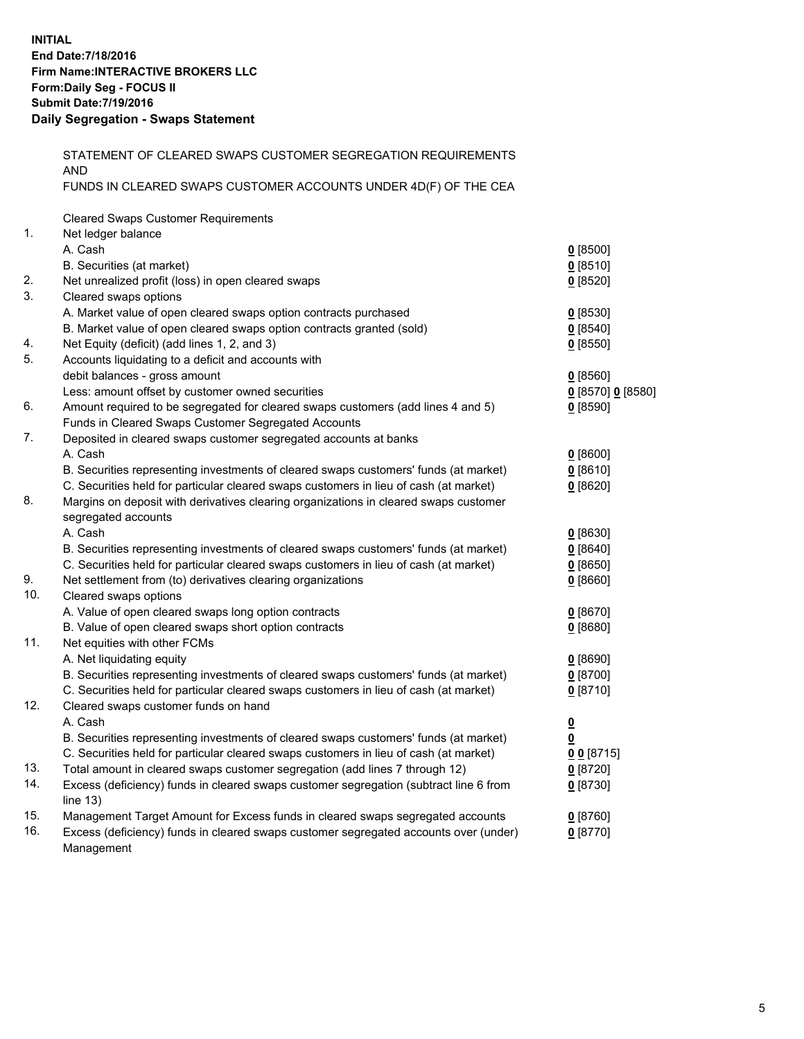**INITIAL**
**End Date:7/18/2016**
**Firm Name:INTERACTIVE BROKERS LLC**
**Form:Daily Seg - FOCUS II**
**Submit Date:7/19/2016**
**Daily Segregation - Swaps Statement**

STATEMENT OF CLEARED SWAPS CUSTOMER SEGREGATION REQUIREMENTS
AND
FUNDS IN CLEARED SWAPS CUSTOMER ACCOUNTS UNDER 4D(F) OF THE CEA

| | | |
|---|---|---|
| | Cleared Swaps Customer Requirements | |
| 1. | Net ledger balance | |
| | A. Cash | 0 [8500] |
| | B. Securities (at market) | 0 [8510] |
| 2. | Net unrealized profit (loss) in open cleared swaps | 0 [8520] |
| 3. | Cleared swaps options | |
| | A. Market value of open cleared swaps option contracts purchased | 0 [8530] |
| | B. Market value of open cleared swaps option contracts granted (sold) | 0 [8540] |
| 4. | Net Equity (deficit) (add lines 1, 2, and 3) | 0 [8550] |
| 5. | Accounts liquidating to a deficit and accounts with | |
| | debit balances - gross amount | 0 [8560] |
| | Less: amount offset by customer owned securities | 0 [8570] 0 [8580] |
| 6. | Amount required to be segregated for cleared swaps customers (add lines 4 and 5) | 0 [8590] |
| | Funds in Cleared Swaps Customer Segregated Accounts | |
| 7. | Deposited in cleared swaps customer segregated accounts at banks | |
| | A. Cash | 0 [8600] |
| | B. Securities representing investments of cleared swaps customers' funds (at market) | 0 [8610] |
| | C. Securities held for particular cleared swaps customers in lieu of cash (at market) | 0 [8620] |
| 8. | Margins on deposit with derivatives clearing organizations in cleared swaps customer segregated accounts | |
| | A. Cash | 0 [8630] |
| | B. Securities representing investments of cleared swaps customers' funds (at market) | 0 [8640] |
| | C. Securities held for particular cleared swaps customers in lieu of cash (at market) | 0 [8650] |
| 9. | Net settlement from (to) derivatives clearing organizations | 0 [8660] |
| 10. | Cleared swaps options | |
| | A. Value of open cleared swaps long option contracts | 0 [8670] |
| | B. Value of open cleared swaps short option contracts | 0 [8680] |
| 11. | Net equities with other FCMs | |
| | A. Net liquidating equity | 0 [8690] |
| | B. Securities representing investments of cleared swaps customers' funds (at market) | 0 [8700] |
| | C. Securities held for particular cleared swaps customers in lieu of cash (at market) | 0 [8710] |
| 12. | Cleared swaps customer funds on hand | |
| | A. Cash | 0 |
| | B. Securities representing investments of cleared swaps customers' funds (at market) | 0 |
| | C. Securities held for particular cleared swaps customers in lieu of cash (at market) | 0 0 [8715] |
| 13. | Total amount in cleared swaps customer segregation (add lines 7 through 12) | 0 [8720] |
| 14. | Excess (deficiency) funds in cleared swaps customer segregation (subtract line 6 from line 13) | 0 [8730] |
| 15. | Management Target Amount for Excess funds in cleared swaps segregated accounts | 0 [8760] |
| 16. | Excess (deficiency) funds in cleared swaps customer segregated accounts over (under) Management | 0 [8770] |